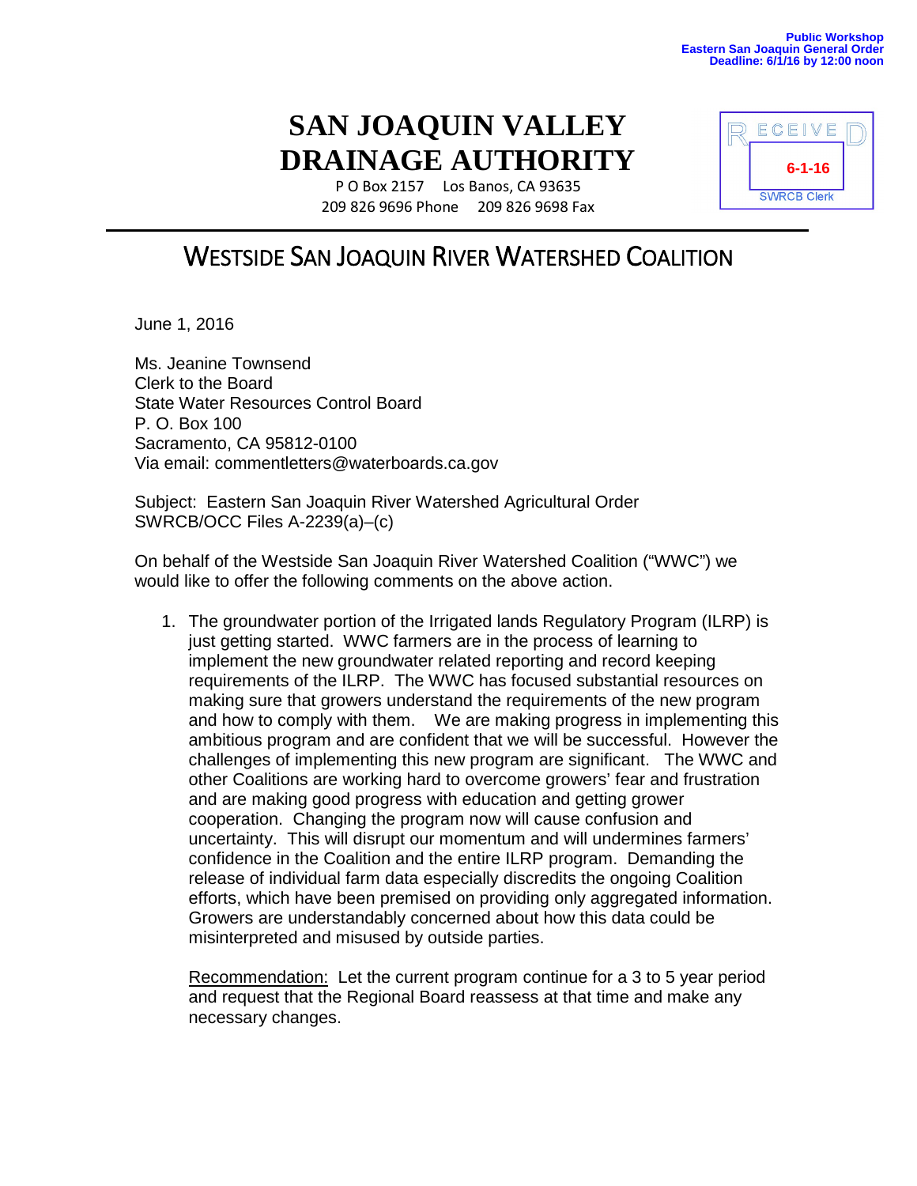Public Workshop
Eastern San Joaquin General Order
Deadline: 6/1/16 by 12:00 noon

# SAN JOAQUIN VALLEY DRAINAGE AUTHORITY

P O Box 2157 Los Banos, CA 93635
209 826 9696 Phone 209 826 9698 Fax

RECEIVED
6-1-16
SWRCB Clerk

## WESTSIDE SAN JOAQUIN RIVER WATERSHED COALITION

June 1, 2016

Ms. Jeanine Townsend
Clerk to the Board
State Water Resources Control Board
P. O. Box 100
Sacramento, CA 95812-0100
Via email: commentletters@waterboards.ca.gov

Subject: Eastern San Joaquin River Watershed Agricultural Order
SWRCB/OCC Files A-2239(a)–(c)

On behalf of the Westside San Joaquin River Watershed Coalition ("WWC") we would like to offer the following comments on the above action.

1. The groundwater portion of the Irrigated lands Regulatory Program (ILRP) is just getting started. WWC farmers are in the process of learning to implement the new groundwater related reporting and record keeping requirements of the ILRP. The WWC has focused substantial resources on making sure that growers understand the requirements of the new program and how to comply with them. We are making progress in implementing this ambitious program and are confident that we will be successful. However the challenges of implementing this new program are significant. The WWC and other Coalitions are working hard to overcome growers' fear and frustration and are making good progress with education and getting grower cooperation. Changing the program now will cause confusion and uncertainty. This will disrupt our momentum and will undermines farmers' confidence in the Coalition and the entire ILRP program. Demanding the release of individual farm data especially discredits the ongoing Coalition efforts, which have been premised on providing only aggregated information. Growers are understandably concerned about how this data could be misinterpreted and misused by outside parties.

   Recommendation: Let the current program continue for a 3 to 5 year period and request that the Regional Board reassess at that time and make any necessary changes.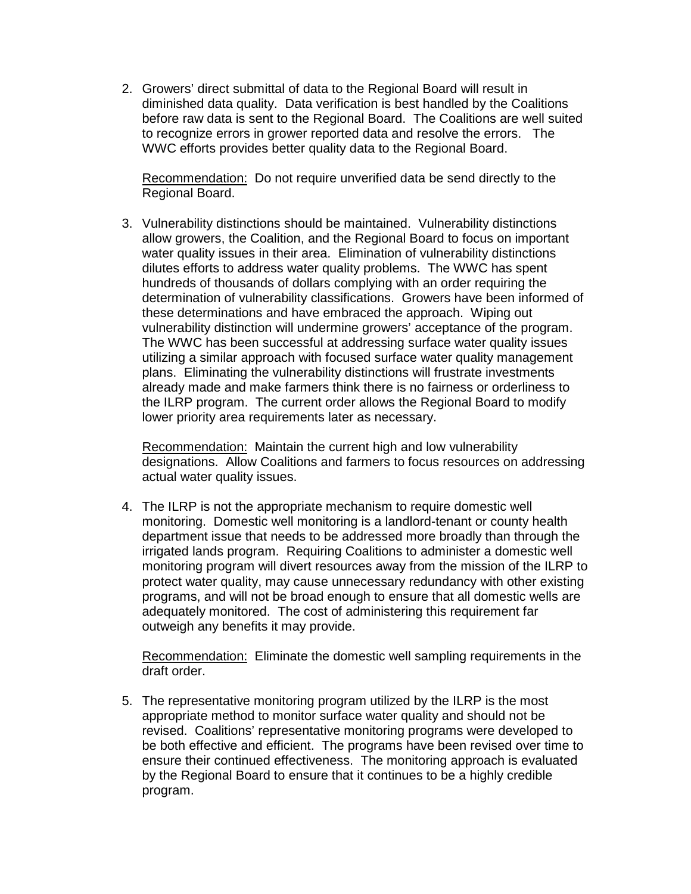2. Growers' direct submittal of data to the Regional Board will result in diminished data quality. Data verification is best handled by the Coalitions before raw data is sent to the Regional Board. The Coalitions are well suited to recognize errors in grower reported data and resolve the errors. The WWC efforts provides better quality data to the Regional Board.

   Recommendation: Do not require unverified data be send directly to the Regional Board.

3. Vulnerability distinctions should be maintained. Vulnerability distinctions allow growers, the Coalition, and the Regional Board to focus on important water quality issues in their area. Elimination of vulnerability distinctions dilutes efforts to address water quality problems. The WWC has spent hundreds of thousands of dollars complying with an order requiring the determination of vulnerability classifications. Growers have been informed of these determinations and have embraced the approach. Wiping out vulnerability distinction will undermine growers' acceptance of the program. The WWC has been successful at addressing surface water quality issues utilizing a similar approach with focused surface water quality management plans. Eliminating the vulnerability distinctions will frustrate investments already made and make farmers think there is no fairness or orderliness to the ILRP program. The current order allows the Regional Board to modify lower priority area requirements later as necessary.

   Recommendation: Maintain the current high and low vulnerability designations. Allow Coalitions and farmers to focus resources on addressing actual water quality issues.

4. The ILRP is not the appropriate mechanism to require domestic well monitoring. Domestic well monitoring is a landlord-tenant or county health department issue that needs to be addressed more broadly than through the irrigated lands program. Requiring Coalitions to administer a domestic well monitoring program will divert resources away from the mission of the ILRP to protect water quality, may cause unnecessary redundancy with other existing programs, and will not be broad enough to ensure that all domestic wells are adequately monitored. The cost of administering this requirement far outweigh any benefits it may provide.

   Recommendation: Eliminate the domestic well sampling requirements in the draft order.

5. The representative monitoring program utilized by the ILRP is the most appropriate method to monitor surface water quality and should not be revised. Coalitions' representative monitoring programs were developed to be both effective and efficient. The programs have been revised over time to ensure their continued effectiveness. The monitoring approach is evaluated by the Regional Board to ensure that it continues to be a highly credible program.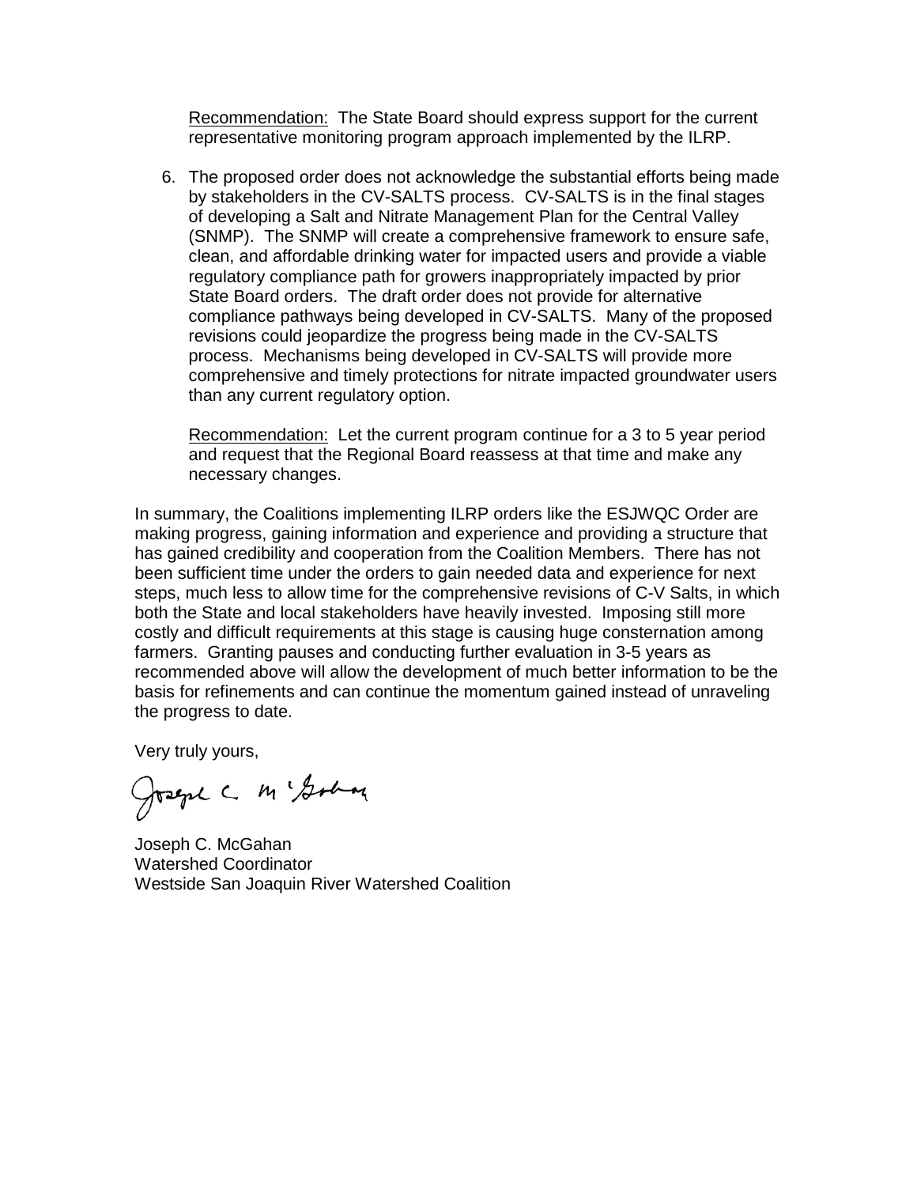Recommendation: The State Board should express support for the current representative monitoring program approach implemented by the ILRP.

6. The proposed order does not acknowledge the substantial efforts being made by stakeholders in the CV-SALTS process. CV-SALTS is in the final stages of developing a Salt and Nitrate Management Plan for the Central Valley (SNMP). The SNMP will create a comprehensive framework to ensure safe, clean, and affordable drinking water for impacted users and provide a viable regulatory compliance path for growers inappropriately impacted by prior State Board orders. The draft order does not provide for alternative compliance pathways being developed in CV-SALTS. Many of the proposed revisions could jeopardize the progress being made in the CV-SALTS process. Mechanisms being developed in CV-SALTS will provide more comprehensive and timely protections for nitrate impacted groundwater users than any current regulatory option.

   Recommendation: Let the current program continue for a 3 to 5 year period and request that the Regional Board reassess at that time and make any necessary changes.

In summary, the Coalitions implementing ILRP orders like the ESJWQC Order are making progress, gaining information and experience and providing a structure that has gained credibility and cooperation from the Coalition Members. There has not been sufficient time under the orders to gain needed data and experience for next steps, much less to allow time for the comprehensive revisions of C-V Salts, in which both the State and local stakeholders have heavily invested. Imposing still more costly and difficult requirements at this stage is causing huge consternation among farmers. Granting pauses and conducting further evaluation in 3-5 years as recommended above will allow the development of much better information to be the basis for refinements and can continue the momentum gained instead of unraveling the progress to date.

Very truly yours,

Joseph C. McGahan

Joseph C. McGahan
Watershed Coordinator
Westside San Joaquin River Watershed Coalition